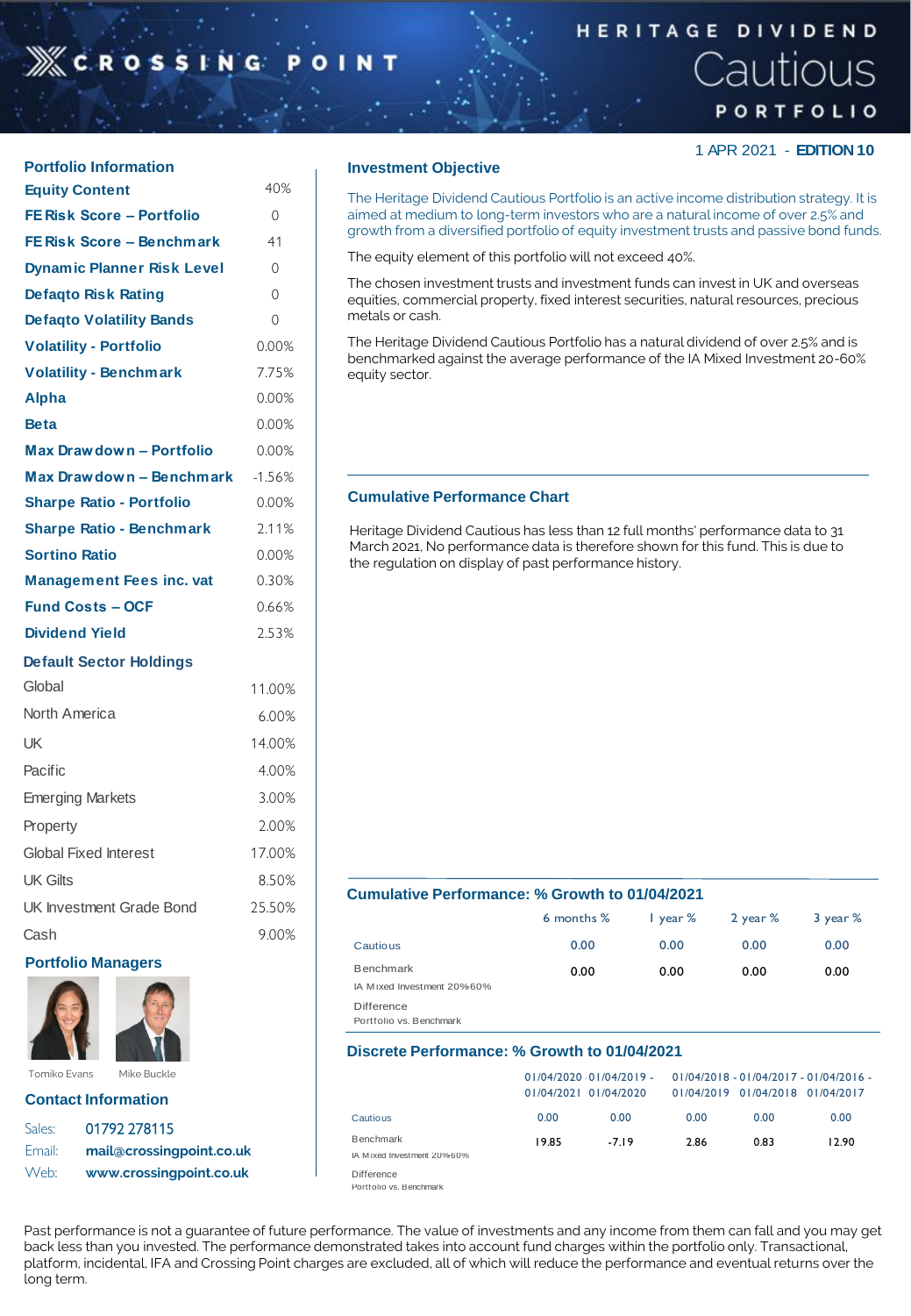# HERITAGE DIVIDEND Cautious PORTFOLIO

CROSSING POINT

1 APR 2021 - **EDITION 10**

## Portfolio Information

| | |
|---|---|
| **Equity Content** | 40% |
| **FE Risk Score – Portfolio** | 0 |
| **FE Risk Score – Benchmark** | 41 |
| **Dynamic Planner Risk Level** | 0 |
| **Defaqto Risk Rating** | 0 |
| **Defaqto Volatility Bands** | 0 |
| **Volatility - Portfolio** | 0.00% |
| **Volatility - Benchmark** | 7.75% |
| **Alpha** | 0.00% |
| **Beta** | 0.00% |
| **Max Drawdown – Portfolio** | 0.00% |
| **Max Drawdown – Benchmark** | -1.56% |
| **Sharpe Ratio - Portfolio** | 0.00% |
| **Sharpe Ratio - Benchmark** | 2.11% |
| **Sortino Ratio** | 0.00% |
| **Management Fees inc. vat** | 0.30% |
| **Fund Costs – OCF** | 0.66% |
| **Dividend Yield** | 2.53% |

## Default Sector Holdings

| | |
|---|---|
| Global | 11.00% |
| North America | 6.00% |
| UK | 14.00% |
| Pacific | 4.00% |
| Emerging Markets | 3.00% |
| Property | 2.00% |
| Global Fixed Interest | 17.00% |
| UK Gilts | 8.50% |
| UK Investment Grade Bond | 25.50% |
| Cash | 9.00% |

## Portfolio Managers

Tomiko Evans   Mike Buckle

## Contact Information

Sales: 01792 278115
Email: mail@crossingpoint.co.uk
Web: www.crossingpoint.co.uk

## Investment Objective

The Heritage Dividend Cautious Portfolio is an active income distribution strategy. It is aimed at medium to long-term investors who are a natural income of over 2.5% and growth from a diversified portfolio of equity investment trusts and passive bond funds.

The equity element of this portfolio will not exceed 40%.

The chosen investment trusts and investment funds can invest in UK and overseas equities, commercial property, fixed interest securities, natural resources, precious metals or cash.

The Heritage Dividend Cautious Portfolio has a natural dividend of over 2.5% and is benchmarked against the average performance of the IA Mixed Investment 20-60% equity sector.

## Cumulative Performance Chart

Heritage Dividend Cautious has less than 12 full months' performance data to 31 March 2021, No performance data is therefore shown for this fund. This is due to the regulation on display of past performance history.

## Cumulative Performance: % Growth to 01/04/2021

| | 6 months % | 1 year % | 2 year % | 3 year % |
|---|---|---|---|---|
| Cautious | 0.00 | 0.00 | 0.00 | 0.00 |
| Benchmark<br>IA Mixed Investment 20%60% | 0.00 | 0.00 | 0.00 | 0.00 |
| Difference<br>Portfolio vs. Benchmark | | | | |

## Discrete Performance: % Growth to 01/04/2021

| | 01/04/2020 - 01/04/2021 | 01/04/2019 - 01/04/2020 | 01/04/2018 - 01/04/2019 | 01/04/2017 - 01/04/2018 | 01/04/2016 - 01/04/2017 |
|---|---|---|---|---|---|
| Cautious | 0.00 | 0.00 | 0.00 | 0.00 | 0.00 |
| Benchmark<br>IA Mixed Investment 20%60% | 19.85 | -7.19 | 2.86 | 0.83 | 12.90 |
| Difference<br>Portfolio vs. Benchmark | | | | | |

Past performance is not a guarantee of future performance. The value of investments and any income from them can fall and you may get back less than you invested. The performance demonstrated takes into account fund charges within the portfolio only. Transactional, platform, incidental, IFA and Crossing Point charges are excluded, all of which will reduce the performance and eventual returns over the long term.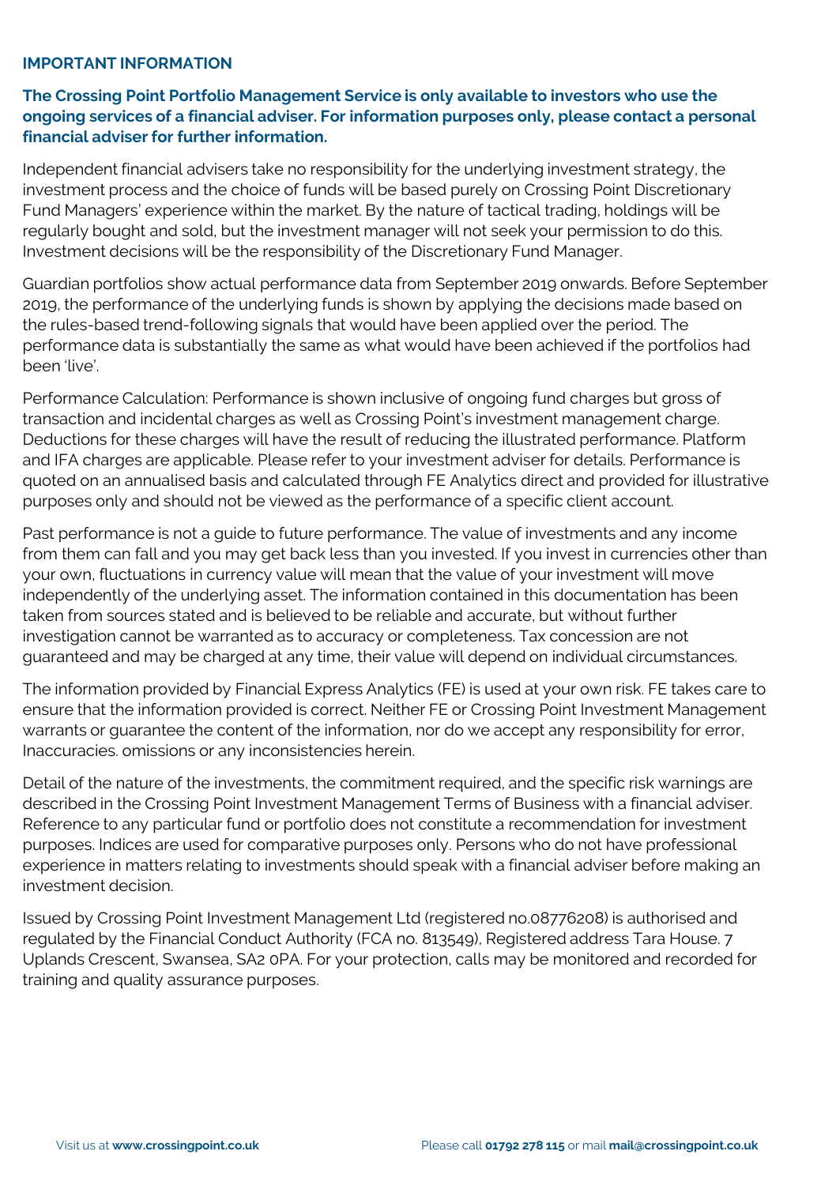## IMPORTANT INFORMATION

**The Crossing Point Portfolio Management Service is only available to investors who use the ongoing services of a financial adviser. For information purposes only, please contact a personal financial adviser for further information.**

Independent financial advisers take no responsibility for the underlying investment strategy, the investment process and the choice of funds will be based purely on Crossing Point Discretionary Fund Managers' experience within the market. By the nature of tactical trading, holdings will be regularly bought and sold, but the investment manager will not seek your permission to do this. Investment decisions will be the responsibility of the Discretionary Fund Manager.

Guardian portfolios show actual performance data from September 2019 onwards. Before September 2019, the performance of the underlying funds is shown by applying the decisions made based on the rules-based trend-following signals that would have been applied over the period. The performance data is substantially the same as what would have been achieved if the portfolios had been 'live'.

Performance Calculation: Performance is shown inclusive of ongoing fund charges but gross of transaction and incidental charges as well as Crossing Point's investment management charge. Deductions for these charges will have the result of reducing the illustrated performance. Platform and IFA charges are applicable. Please refer to your investment adviser for details. Performance is quoted on an annualised basis and calculated through FE Analytics direct and provided for illustrative purposes only and should not be viewed as the performance of a specific client account.

Past performance is not a guide to future performance. The value of investments and any income from them can fall and you may get back less than you invested. If you invest in currencies other than your own, fluctuations in currency value will mean that the value of your investment will move independently of the underlying asset. The information contained in this documentation has been taken from sources stated and is believed to be reliable and accurate, but without further investigation cannot be warranted as to accuracy or completeness. Tax concession are not guaranteed and may be charged at any time, their value will depend on individual circumstances.

The information provided by Financial Express Analytics (FE) is used at your own risk. FE takes care to ensure that the information provided is correct. Neither FE or Crossing Point Investment Management warrants or guarantee the content of the information, nor do we accept any responsibility for error, Inaccuracies. omissions or any inconsistencies herein.

Detail of the nature of the investments, the commitment required, and the specific risk warnings are described in the Crossing Point Investment Management Terms of Business with a financial adviser. Reference to any particular fund or portfolio does not constitute a recommendation for investment purposes. Indices are used for comparative purposes only. Persons who do not have professional experience in matters relating to investments should speak with a financial adviser before making an investment decision.

Issued by Crossing Point Investment Management Ltd (registered no.08776208) is authorised and regulated by the Financial Conduct Authority (FCA no. 813549), Registered address Tara House. 7 Uplands Crescent, Swansea, SA2 0PA. For your protection, calls may be monitored and recorded for training and quality assurance purposes.

Visit us at **www.crossingpoint.co.uk** Please call **01792 278 115** or mail **mail@crossingpoint.co.uk**